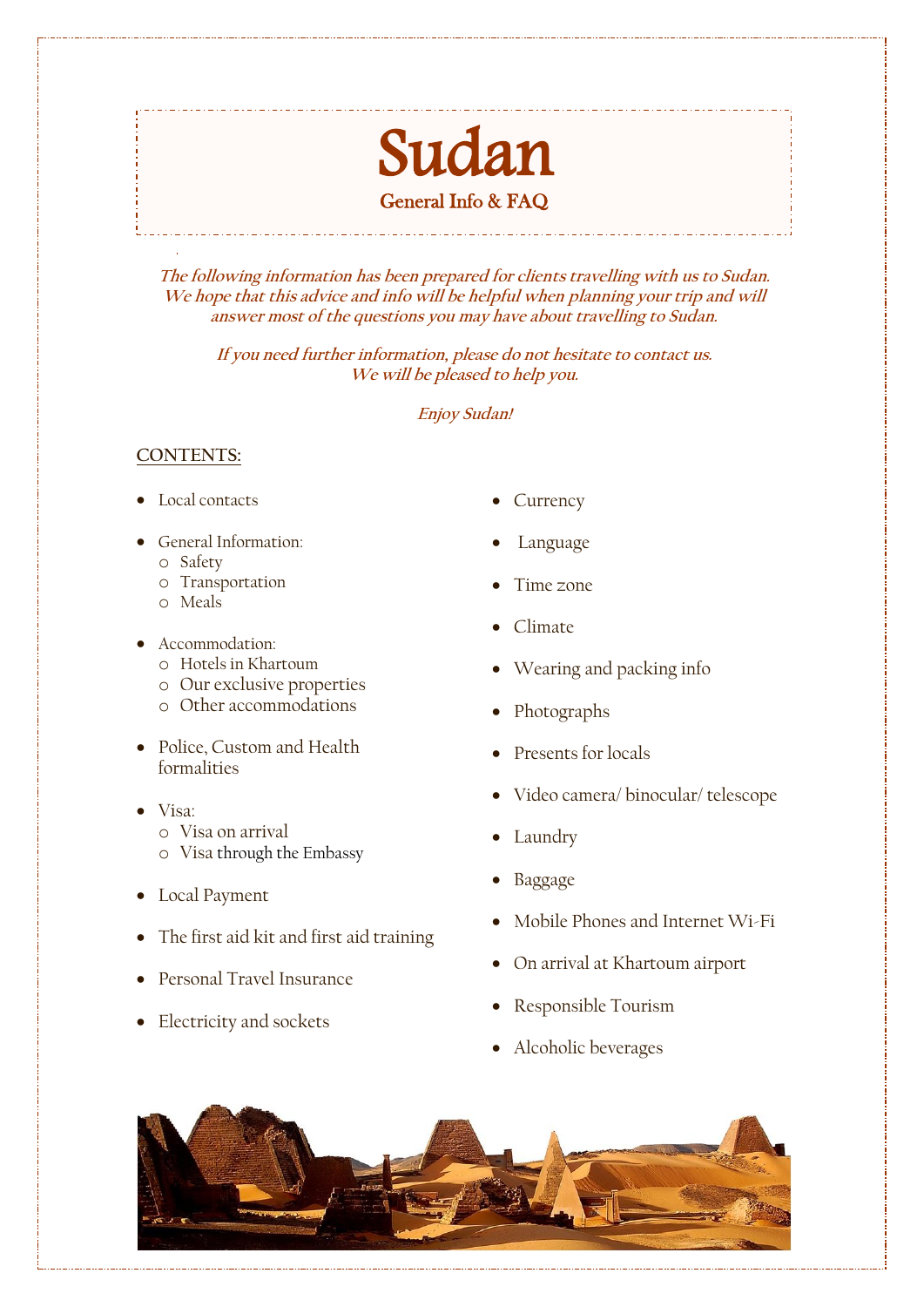# Sudan

## General Info & FAQ

*The following information has been prepared for clients travelling with us to Sudan. We hope that this advice and info will be helpful when planning your trip and will answer most of the questions you may have about travelling to Sudan.*

*If you need further information, please do not hesitate to contact us. We will be pleased to help you.*

*Enjoy Sudan!*

**CONTENTS:**

- Local contacts
- General Information:
  - Safety
  - Transportation
  - Meals
- Accommodation:
  - Hotels in Khartoum
  - Our exclusive properties
  - Other accommodations
- Police, Custom and Health formalities
- Visa:
  - Visa on arrival
  - Visa through the Embassy
- Local Payment
- The first aid kit and first aid training
- Personal Travel Insurance
- Electricity and sockets
- Currency
- Language
- Time zone
- Climate
- Wearing and packing info
- Photographs
- Presents for locals
- Video camera/ binocular/ telescope
- Laundry
- Baggage
- Mobile Phones and Internet Wi-Fi
- On arrival at Khartoum airport
- Responsible Tourism
- Alcoholic beverages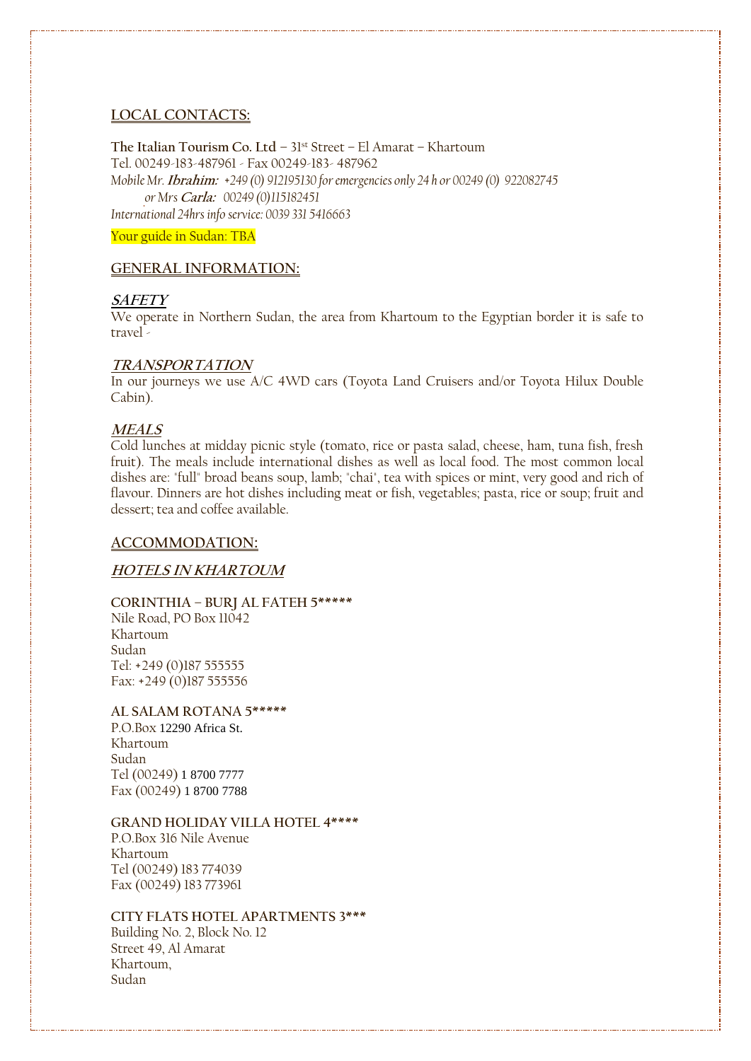## LOCAL CONTACTS:

**The Italian Tourism Co. Ltd** – 31st Street – El Amarat – Khartoum
Tel. 00249-183-487961 - Fax 00249-183- 487962
*Mobile Mr.* ***Ibrahim:*** *+249 (0) 912195130 for emergencies only 24 h or 00249 (0) 922082745*
*or Mrs* ***Carla:*** *00249 (0)115182451*
*International 24hrs info service: 0039 331 5416663*

Your guide in Sudan: TBA

## GENERAL INFORMATION:

### *SAFETY*

We operate in Northern Sudan, the area from Khartoum to the Egyptian border it is safe to travel -

### *TRANSPORTATION*

In our journeys we use A/C 4WD cars (Toyota Land Cruisers and/or Toyota Hilux Double Cabin).

### *MEALS*

Cold lunches at midday picnic style (tomato, rice or pasta salad, cheese, ham, tuna fish, fresh fruit). The meals include international dishes as well as local food. The most common local dishes are: "full" broad beans soup, lamb; "chai", tea with spices or mint, very good and rich of flavour. Dinners are hot dishes including meat or fish, vegetables; pasta, rice or soup; fruit and dessert; tea and coffee available.

## ACCOMMODATION:

### *HOTELS IN KHARTOUM*

**CORINTHIA – BURJ AL FATEH 5*****
Nile Road, PO Box 11042
Khartoum
Sudan
Tel: +249 (0)187 555555
Fax: +249 (0)187 555556

**AL SALAM ROTANA 5*****
P.O.Box 12290 Africa St.
Khartoum
Sudan
Tel (00249) 1 8700 7777
Fax (00249) 1 8700 7788

**GRAND HOLIDAY VILLA HOTEL 4****
P.O.Box 316 Nile Avenue
Khartoum
Tel (00249) 183 774039
Fax (00249) 183 773961

**CITY FLATS HOTEL APARTMENTS 3***
Building No. 2, Block No. 12
Street 49, Al Amarat
Khartoum,
Sudan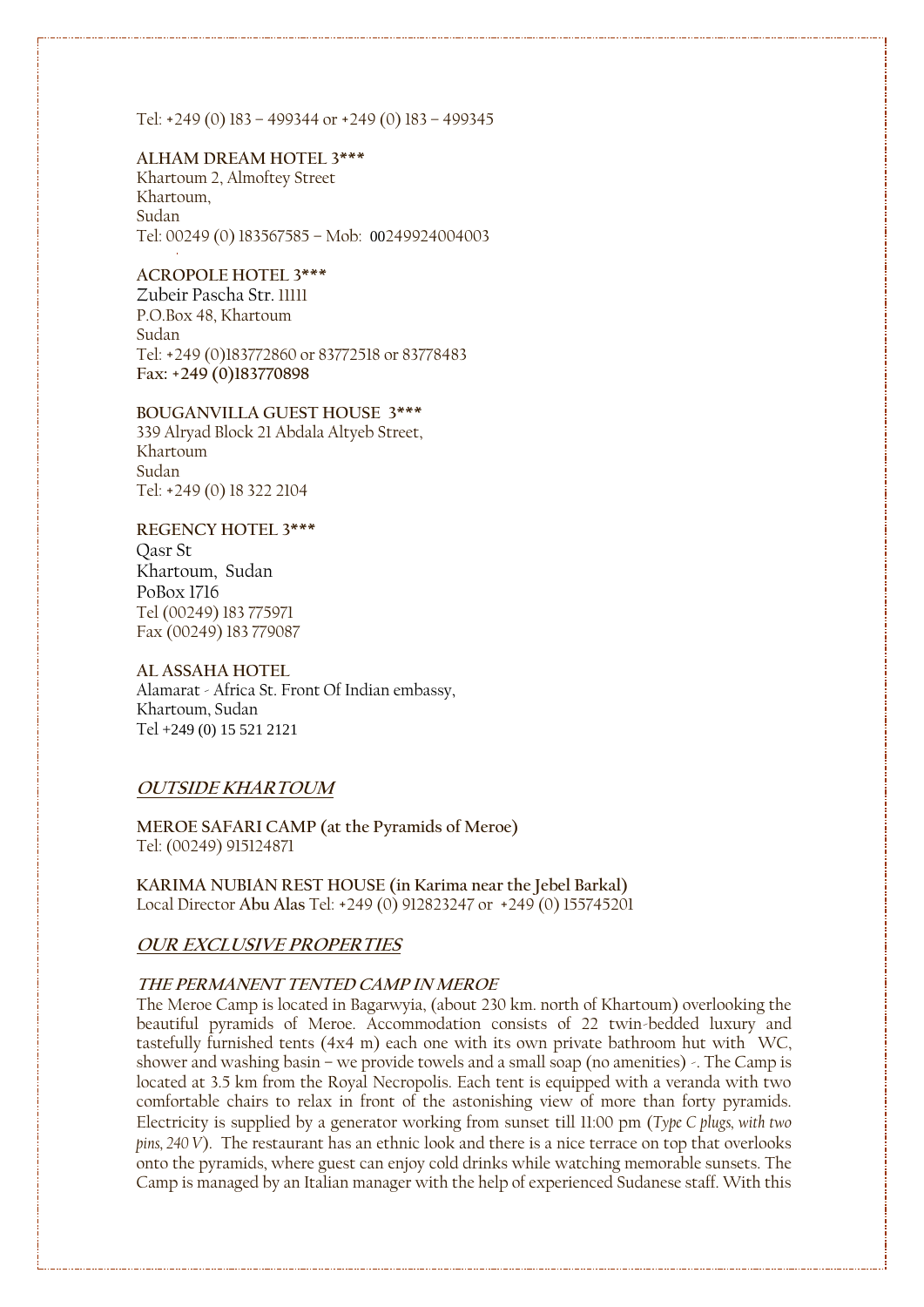Tel: +249 (0) 183 – 499344 or +249 (0) 183 – 499345

**ALHAM DREAM HOTEL 3\*\*\***
Khartoum 2, Almoftey Street
Khartoum,
Sudan
Tel: 00249 (0) 183567585 – Mob: 00249924004003

**ACROPOLE HOTEL 3\*\*\***
Zubeir Pascha Str. 11111
P.O.Box 48, Khartoum
Sudan
Tel: +249 (0)183772860 or 83772518 or 83778483
**Fax: +249 (0)183770898**

**BOUGANVILLA GUEST HOUSE 3\*\*\***
339 Alryad Block 21 Abdala Altyeb Street,
Khartoum
Sudan
Tel: +249 (0) 18 322 2104

**REGENCY HOTEL 3\*\*\***
Qasr St
Khartoum, Sudan
PoBox 1716
Tel (00249) 183 775971
Fax (00249) 183 779087

**AL ASSAHA HOTEL**
Alamarat - Africa St. Front Of Indian embassy,
Khartoum, Sudan
Tel +249 (0) 15 521 2121

## ***OUTSIDE KHARTOUM***

**MEROE SAFARI CAMP (at the Pyramids of Meroe)**
Tel: (00249) 915124871

**KARIMA NUBIAN REST HOUSE (in Karima near the Jebel Barkal)**
Local Director **Abu Alas** Tel: +249 (0) 912823247 or +249 (0) 155745201

## ***OUR EXCLUSIVE PROPERTIES***

### ***THE PERMANENT TENTED CAMP IN MEROE***

The Meroe Camp is located in Bagarwyia, (about 230 km. north of Khartoum) overlooking the beautiful pyramids of Meroe. Accommodation consists of 22 twin-bedded luxury and tastefully furnished tents (4x4 m) each one with its own private bathroom hut with WC, shower and washing basin – we provide towels and a small soap (no amenities) -. The Camp is located at 3.5 km from the Royal Necropolis. Each tent is equipped with a veranda with two comfortable chairs to relax in front of the astonishing view of more than forty pyramids. Electricity is supplied by a generator working from sunset till 11:00 pm (*Type C plugs, with two pins, 240 V*). The restaurant has an ethnic look and there is a nice terrace on top that overlooks onto the pyramids, where guest can enjoy cold drinks while watching memorable sunsets. The Camp is managed by an Italian manager with the help of experienced Sudanese staff. With this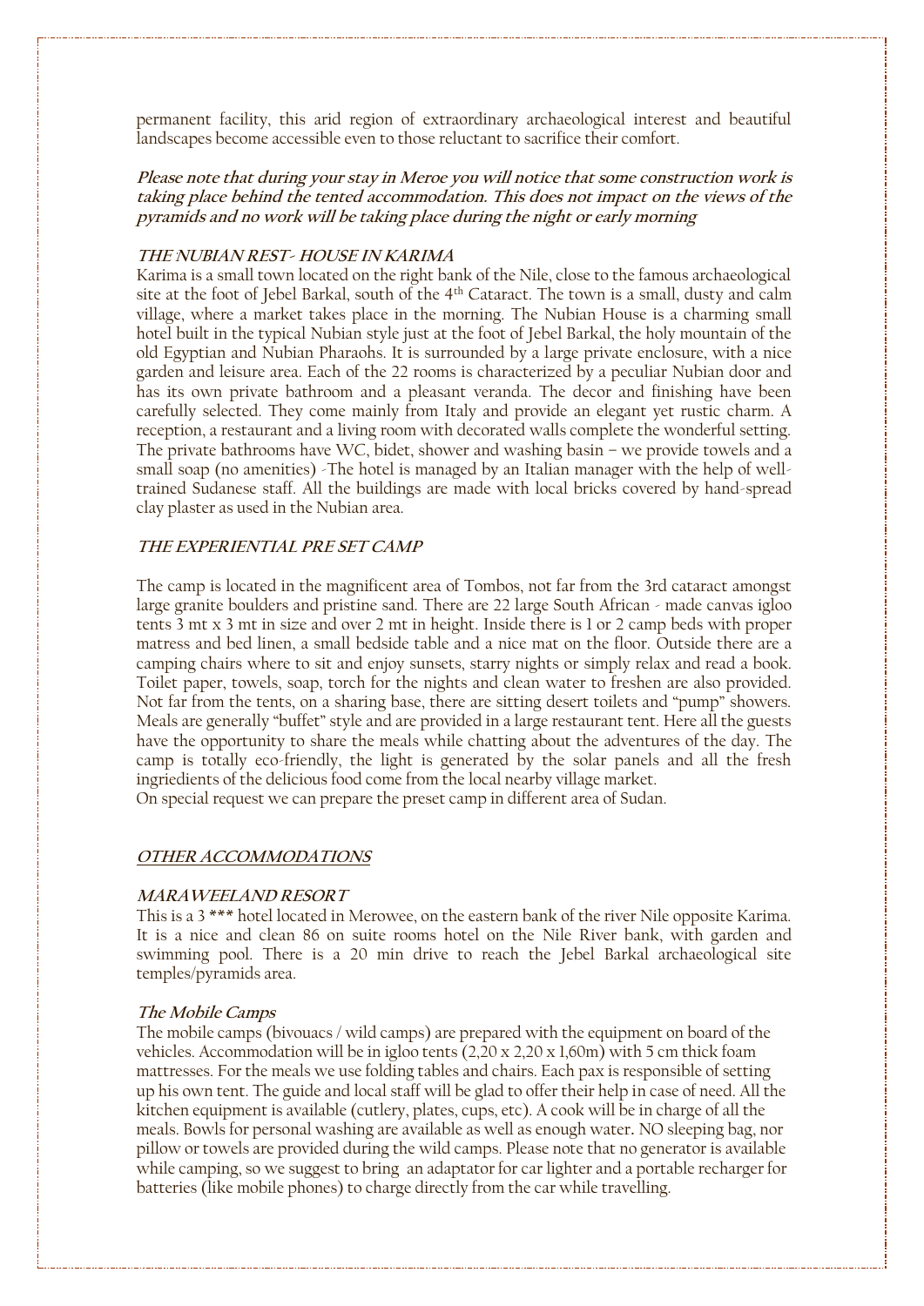permanent facility, this arid region of extraordinary archaeological interest and beautiful landscapes become accessible even to those reluctant to sacrifice their comfort.

***Please note that during your stay in Meroe you will notice that some construction work is taking place behind the tented accommodation. This does not impact on the views of the pyramids and no work will be taking place during the night or early morning***

### ***THE NUBIAN REST- HOUSE IN KARIMA***

Karima is a small town located on the right bank of the Nile, close to the famous archaeological site at the foot of Jebel Barkal, south of the 4th Cataract. The town is a small, dusty and calm village, where a market takes place in the morning. The Nubian House is a charming small hotel built in the typical Nubian style just at the foot of Jebel Barkal, the holy mountain of the old Egyptian and Nubian Pharaohs. It is surrounded by a large private enclosure, with a nice garden and leisure area. Each of the 22 rooms is characterized by a peculiar Nubian door and has its own private bathroom and a pleasant veranda. The decor and finishing have been carefully selected. They come mainly from Italy and provide an elegant yet rustic charm. A reception, a restaurant and a living room with decorated walls complete the wonderful setting. The private bathrooms have WC, bidet, shower and washing basin – we provide towels and a small soap (no amenities) -The hotel is managed by an Italian manager with the help of well-trained Sudanese staff. All the buildings are made with local bricks covered by hand-spread clay plaster as used in the Nubian area.

### ***THE EXPERIENTIAL PRE SET CAMP***

The camp is located in the magnificent area of Tombos, not far from the 3rd cataract amongst large granite boulders and pristine sand. There are 22 large South African - made canvas igloo tents 3 mt x 3 mt in size and over 2 mt in height. Inside there is 1 or 2 camp beds with proper matress and bed linen, a small bedside table and a nice mat on the floor. Outside there are a camping chairs where to sit and enjoy sunsets, starry nights or simply relax and read a book. Toilet paper, towels, soap, torch for the nights and clean water to freshen are also provided. Not far from the tents, on a sharing base, there are sitting desert toilets and "pump" showers. Meals are generally "buffet" style and are provided in a large restaurant tent. Here all the guests have the opportunity to share the meals while chatting about the adventures of the day. The camp is totally eco-friendly, the light is generated by the solar panels and all the fresh ingriedients of the delicious food come from the local nearby village market.
On special request we can prepare the preset camp in different area of Sudan.

## ***OTHER ACCOMMODATIONS***

### ***MARAWEELAND RESORT***

This is a 3 *** hotel located in Merowee, on the eastern bank of the river Nile opposite Karima. It is a nice and clean 86 on suite rooms hotel on the Nile River bank, with garden and swimming pool. There is a 20 min drive to reach the Jebel Barkal archaeological site temples/pyramids area.

### ***The Mobile Camps***

The mobile camps (bivouacs / wild camps) are prepared with the equipment on board of the vehicles. Accommodation will be in igloo tents (2,20 x 2,20 x 1,60m) with 5 cm thick foam mattresses. For the meals we use folding tables and chairs. Each pax is responsible of setting up his own tent. The guide and local staff will be glad to offer their help in case of need. All the kitchen equipment is available (cutlery, plates, cups, etc). A cook will be in charge of all the meals. Bowls for personal washing are available as well as enough water**.** NO sleeping bag, nor pillow or towels are provided during the wild camps. Please note that no generator is available while camping, so we suggest to bring an adaptator for car lighter and a portable recharger for batteries (like mobile phones) to charge directly from the car while travelling.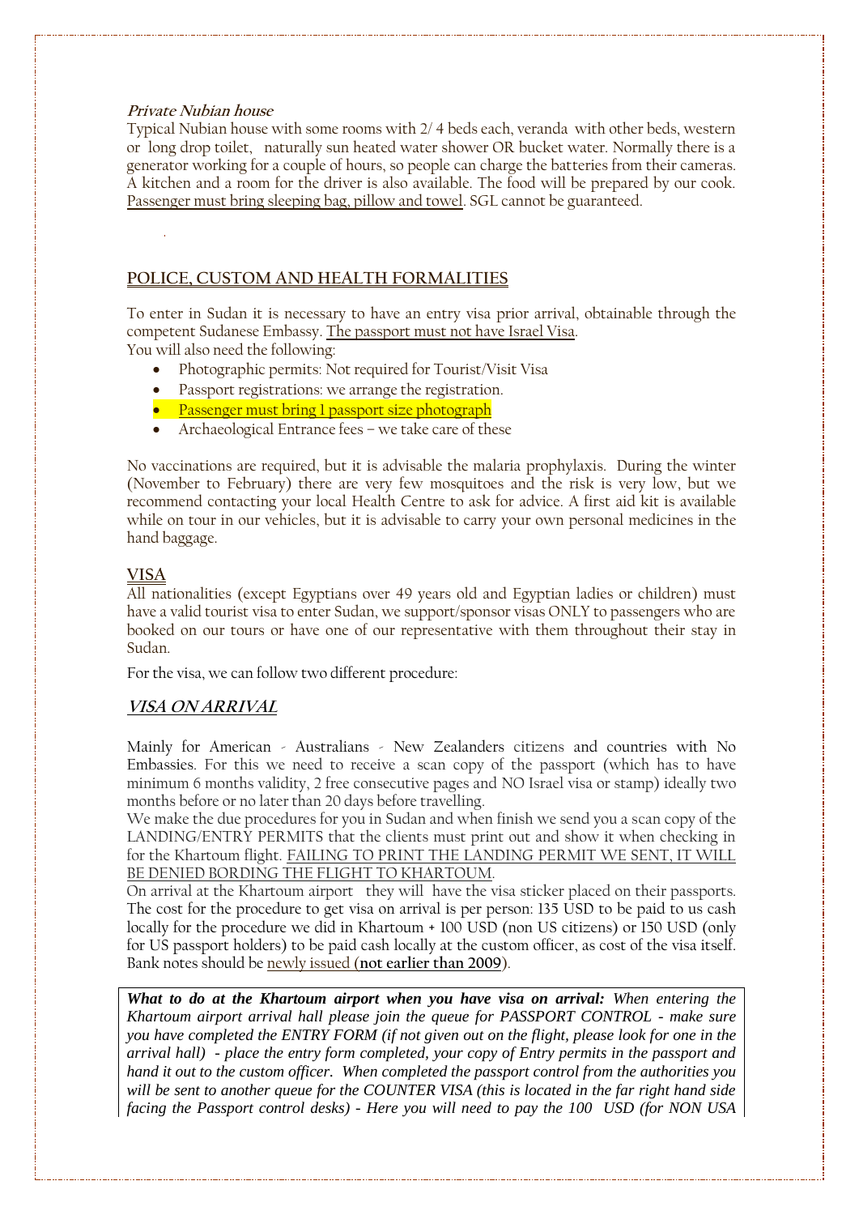***Private Nubian house***

Typical Nubian house with some rooms with 2/ 4 beds each, veranda with other beds, western or long drop toilet, naturally sun heated water shower OR bucket water. Normally there is a generator working for a couple of hours, so people can charge the batteries from their cameras. A kitchen and a room for the driver is also available. The food will be prepared by our cook. Passenger must bring sleeping bag, pillow and towel. SGL cannot be guaranteed.

## POLICE, CUSTOM AND HEALTH FORMALITIES

To enter in Sudan it is necessary to have an entry visa prior arrival, obtainable through the competent Sudanese Embassy. The passport must not have Israel Visa.
You will also need the following:

- Photographic permits: Not required for Tourist/Visit Visa
- Passport registrations: we arrange the registration.
- Passenger must bring 1 passport size photograph
- Archaeological Entrance fees – we take care of these

No vaccinations are required, but it is advisable the malaria prophylaxis. During the winter (November to February) there are very few mosquitoes and the risk is very low, but we recommend contacting your local Health Centre to ask for advice. A first aid kit is available while on tour in our vehicles, but it is advisable to carry your own personal medicines in the hand baggage.

## VISA

All nationalities (except Egyptians over 49 years old and Egyptian ladies or children) must have a valid tourist visa to enter Sudan, we support/sponsor visas ONLY to passengers who are booked on our tours or have one of our representative with them throughout their stay in Sudan.

For the visa, we can follow two different procedure:

### *VISA ON ARRIVAL*

Mainly for American - Australians - New Zealanders citizens and countries with No Embassies. For this we need to receive a scan copy of the passport (which has to have minimum 6 months validity, 2 free consecutive pages and NO Israel visa or stamp) ideally two months before or no later than 20 days before travelling.
We make the due procedures for you in Sudan and when finish we send you a scan copy of the LANDING/ENTRY PERMITS that the clients must print out and show it when checking in for the Khartoum flight. FAILING TO PRINT THE LANDING PERMIT WE SENT, IT WILL BE DENIED BORDING THE FLIGHT TO KHARTOUM.
On arrival at the Khartoum airport they will have the visa sticker placed on their passports. The cost for the procedure to get visa on arrival is per person: 135 USD to be paid to us cash locally for the procedure we did in Khartoum + 100 USD (non US citizens) or 150 USD (only for US passport holders) to be paid cash locally at the custom officer, as cost of the visa itself. Bank notes should be newly issued (**not earlier than 2009**).

***What to do at the Khartoum airport when you have visa on arrival:*** *When entering the Khartoum airport arrival hall please join the queue for PASSPORT CONTROL - make sure you have completed the ENTRY FORM (if not given out on the flight, please look for one in the arrival hall) - place the entry form completed, your copy of Entry permits in the passport and hand it out to the custom officer. When completed the passport control from the authorities you will be sent to another queue for the COUNTER VISA (this is located in the far right hand side facing the Passport control desks) - Here you will need to pay the 100 USD (for NON USA*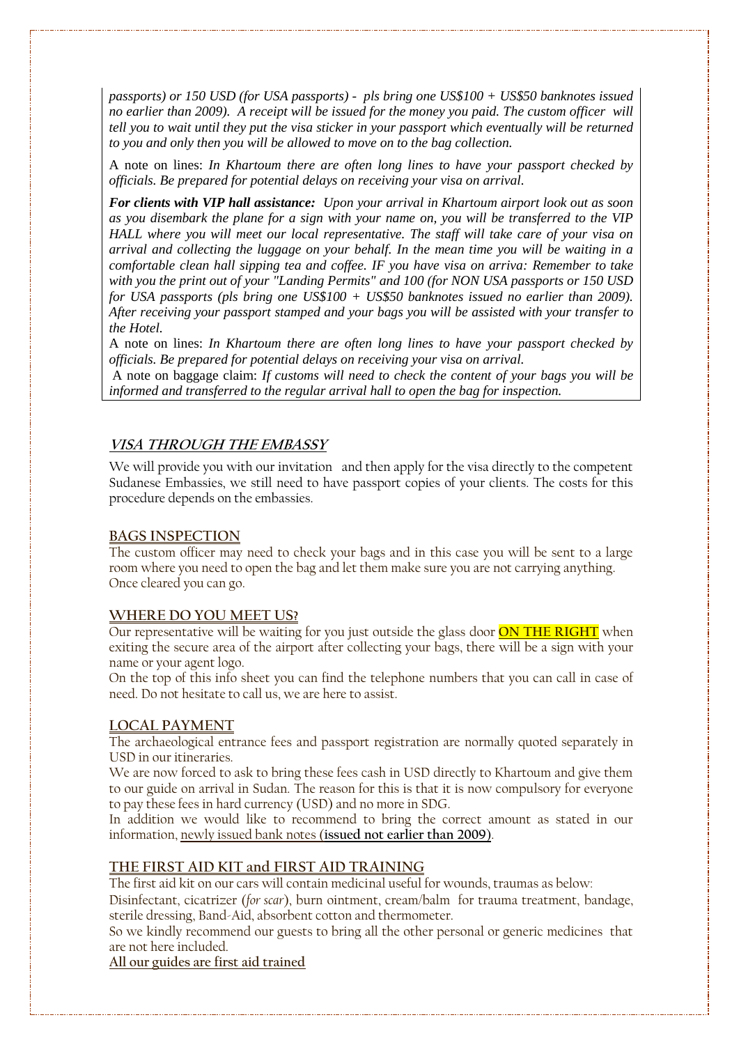*passports) or 150 USD (for USA passports) - pls bring one US$100 + US$50 banknotes issued no earlier than 2009). A receipt will be issued for the money you paid. The custom officer will tell you to wait until they put the visa sticker in your passport which eventually will be returned to you and only then you will be allowed to move on to the bag collection.*

A note on lines: *In Khartoum there are often long lines to have your passport checked by officials. Be prepared for potential delays on receiving your visa on arrival.*

***For clients with VIP hall assistance:*** *Upon your arrival in Khartoum airport look out as soon as you disembark the plane for a sign with your name on, you will be transferred to the VIP HALL where you will meet our local representative. The staff will take care of your visa on arrival and collecting the luggage on your behalf. In the mean time you will be waiting in a comfortable clean hall sipping tea and coffee. IF you have visa on arriva: Remember to take with you the print out of your "Landing Permits" and 100 (for NON USA passports or 150 USD for USA passports (pls bring one US$100 + US$50 banknotes issued no earlier than 2009). After receiving your passport stamped and your bags you will be assisted with your transfer to the Hotel.*

A note on lines: *In Khartoum there are often long lines to have your passport checked by officials. Be prepared for potential delays on receiving your visa on arrival.*

A note on baggage claim: *If customs will need to check the content of your bags you will be informed and transferred to the regular arrival hall to open the bag for inspection.*

## VISA THROUGH THE EMBASSY

We will provide you with our invitation and then apply for the visa directly to the competent Sudanese Embassies, we still need to have passport copies of your clients. The costs for this procedure depends on the embassies.

## BAGS INSPECTION

The custom officer may need to check your bags and in this case you will be sent to a large room where you need to open the bag and let them make sure you are not carrying anything. Once cleared you can go.

## WHERE DO YOU MEET US?

Our representative will be waiting for you just outside the glass door **ON THE RIGHT** when exiting the secure area of the airport after collecting your bags, there will be a sign with your name or your agent logo.

On the top of this info sheet you can find the telephone numbers that you can call in case of need. Do not hesitate to call us, we are here to assist.

## LOCAL PAYMENT

The archaeological entrance fees and passport registration are normally quoted separately in USD in our itineraries.

We are now forced to ask to bring these fees cash in USD directly to Khartoum and give them to our guide on arrival in Sudan. The reason for this is that it is now compulsory for everyone to pay these fees in hard currency (USD) and no more in SDG.

In addition we would like to recommend to bring the correct amount as stated in our information, newly issued bank notes **(issued not earlier than 2009)**.

## THE FIRST AID KIT and FIRST AID TRAINING

The first aid kit on our cars will contain medicinal useful for wounds, traumas as below:

Disinfectant, cicatrizer (*for scar*), burn ointment, cream/balm for trauma treatment, bandage, sterile dressing, Band-Aid, absorbent cotton and thermometer.

So we kindly recommend our guests to bring all the other personal or generic medicines that are not here included.

**All our guides are first aid trained**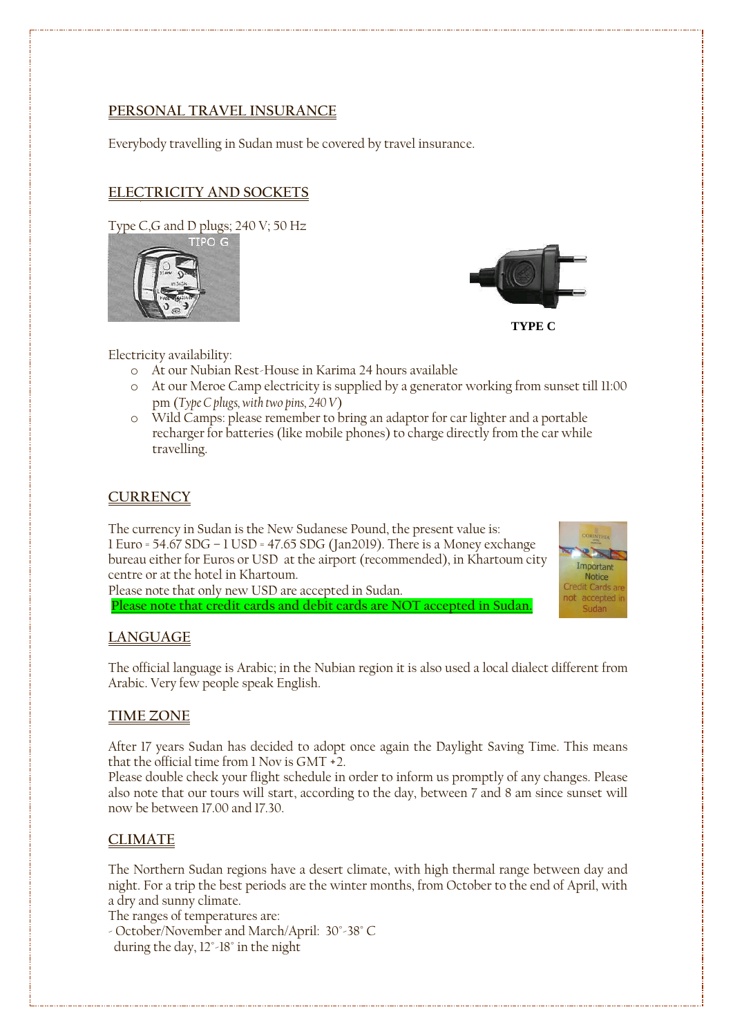## PERSONAL TRAVEL INSURANCE

Everybody travelling in Sudan must be covered by travel insurance.

## ELECTRICITY AND SOCKETS

Type C,G and D plugs; 240 V; 50 Hz

TIPO G

TYPE C

Electricity availability:

- At our Nubian Rest-House in Karima 24 hours available
- At our Meroe Camp electricity is supplied by a generator working from sunset till 11:00 pm (*Type C plugs, with two pins, 240 V*)
- Wild Camps: please remember to bring an adaptor for car lighter and a portable recharger for batteries (like mobile phones) to charge directly from the car while travelling.

## CURRENCY

The currency in Sudan is the New Sudanese Pound, the present value is:
1 Euro = 54.67 SDG – 1 USD = 47.65 SDG (Jan2019). There is a Money exchange bureau either for Euros or USD at the airport (recommended), in Khartoum city centre or at the hotel in Khartoum.
Please note that only new USD are accepted in Sudan.
**Please note that credit cards and debit cards are NOT accepted in Sudan.**

## LANGUAGE

The official language is Arabic; in the Nubian region it is also used a local dialect different from Arabic. Very few people speak English.

## TIME ZONE

After 17 years Sudan has decided to adopt once again the Daylight Saving Time. This means that the official time from 1 Nov is GMT +2.
Please double check your flight schedule in order to inform us promptly of any changes. Please also note that our tours will start, according to the day, between 7 and 8 am since sunset will now be between 17.00 and 17.30.

## CLIMATE

The Northern Sudan regions have a desert climate, with high thermal range between day and night. For a trip the best periods are the winter months, from October to the end of April, with a dry and sunny climate.
The ranges of temperatures are:
- October/November and March/April: 30°-38° C
  during the day, 12°-18° in the night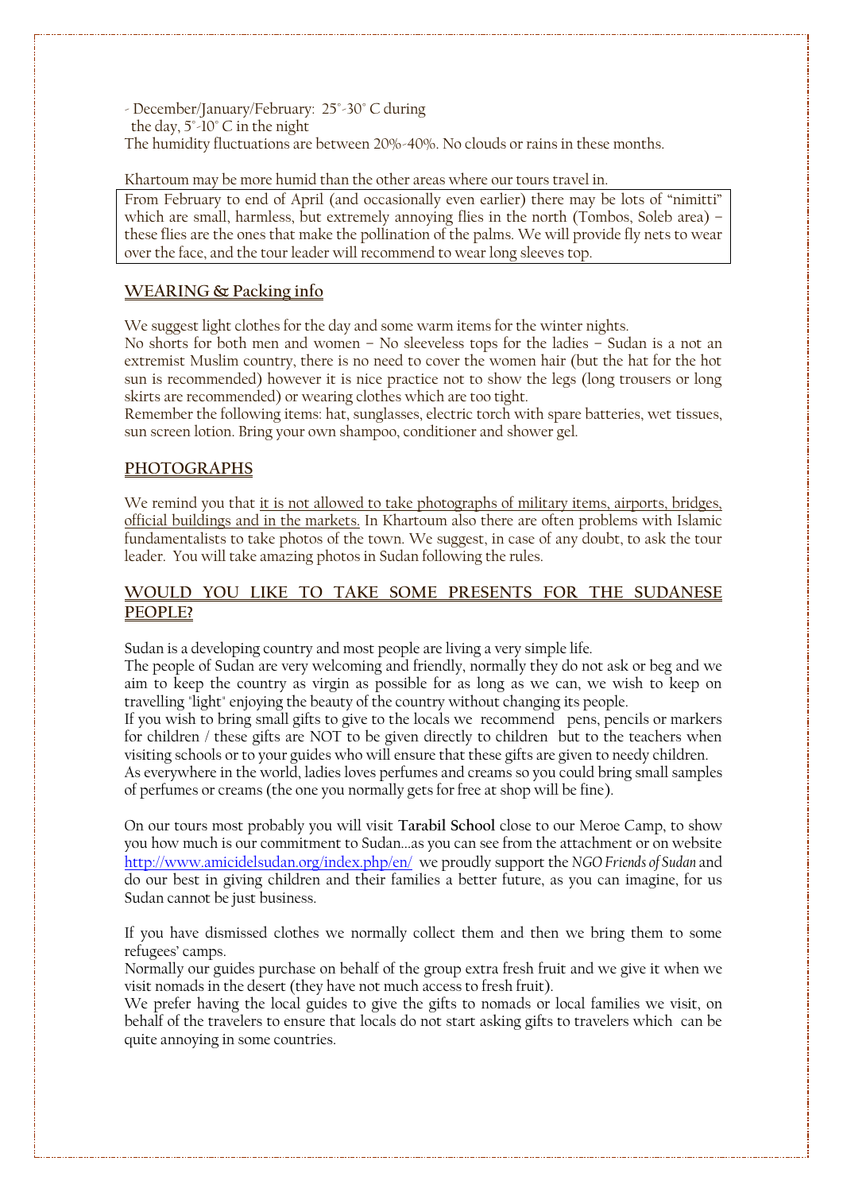- December/January/February: 25°-30° C during the day, 5°-10° C in the night

The humidity fluctuations are between 20%-40%. No clouds or rains in these months.

Khartoum may be more humid than the other areas where our tours travel in.

From February to end of April (and occasionally even earlier) there may be lots of "nimitti" which are small, harmless, but extremely annoying flies in the north (Tombos, Soleb area) – these flies are the ones that make the pollination of the palms. We will provide fly nets to wear over the face, and the tour leader will recommend to wear long sleeves top.

## WEARING & Packing info

We suggest light clothes for the day and some warm items for the winter nights.

No shorts for both men and women – No sleeveless tops for the ladies – Sudan is a not an extremist Muslim country, there is no need to cover the women hair (but the hat for the hot sun is recommended) however it is nice practice not to show the legs (long trousers or long skirts are recommended) or wearing clothes which are too tight.

Remember the following items: hat, sunglasses, electric torch with spare batteries, wet tissues, sun screen lotion. Bring your own shampoo, conditioner and shower gel.

## PHOTOGRAPHS

We remind you that it is not allowed to take photographs of military items, airports, bridges, official buildings and in the markets. In Khartoum also there are often problems with Islamic fundamentalists to take photos of the town. We suggest, in case of any doubt, to ask the tour leader. You will take amazing photos in Sudan following the rules.

## WOULD YOU LIKE TO TAKE SOME PRESENTS FOR THE SUDANESE PEOPLE?

Sudan is a developing country and most people are living a very simple life.

The people of Sudan are very welcoming and friendly, normally they do not ask or beg and we aim to keep the country as virgin as possible for as long as we can, we wish to keep on travelling "light" enjoying the beauty of the country without changing its people.

If you wish to bring small gifts to give to the locals we recommend pens, pencils or markers for children / these gifts are NOT to be given directly to children but to the teachers when visiting schools or to your guides who will ensure that these gifts are given to needy children.

As everywhere in the world, ladies loves perfumes and creams so you could bring small samples of perfumes or creams (the one you normally gets for free at shop will be fine).

On our tours most probably you will visit **Tarabil School** close to our Meroe Camp, to show you how much is our commitment to Sudan…as you can see from the attachment or on website http://www.amicidelsudan.org/index.php/en/ we proudly support the *NGO Friends of Sudan* and do our best in giving children and their families a better future, as you can imagine, for us Sudan cannot be just business.

If you have dismissed clothes we normally collect them and then we bring them to some refugees' camps.

Normally our guides purchase on behalf of the group extra fresh fruit and we give it when we visit nomads in the desert (they have not much access to fresh fruit).

We prefer having the local guides to give the gifts to nomads or local families we visit, on behalf of the travelers to ensure that locals do not start asking gifts to travelers which can be quite annoying in some countries.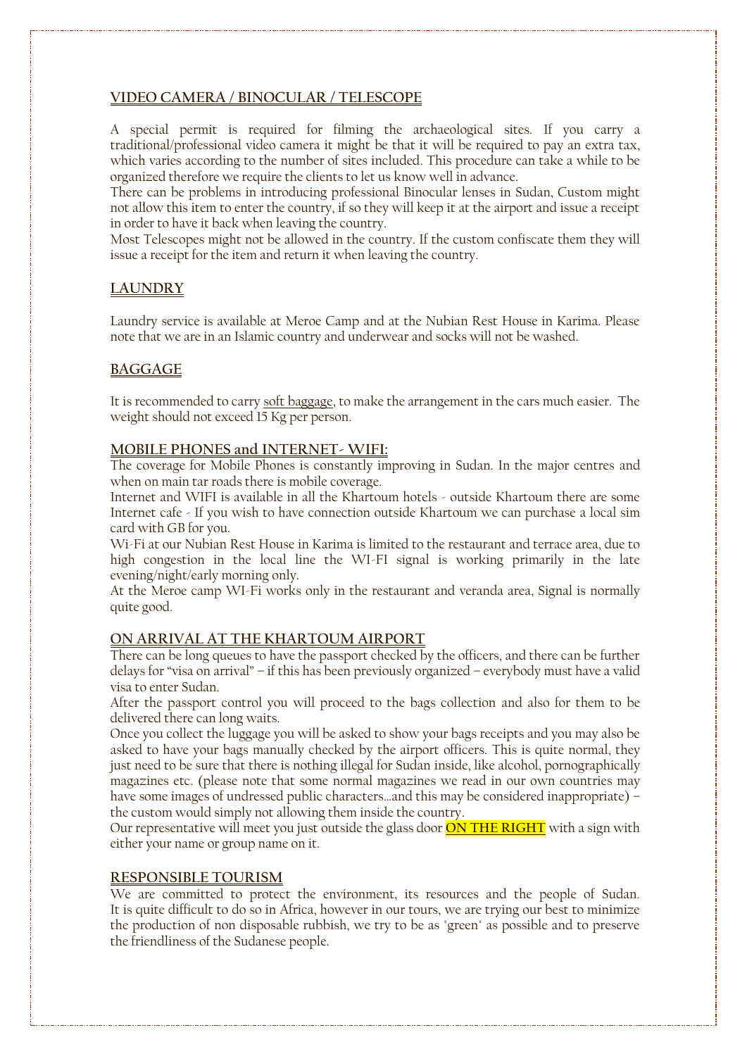## VIDEO CAMERA / BINOCULAR / TELESCOPE

A special permit is required for filming the archaeological sites. If you carry a traditional/professional video camera it might be that it will be required to pay an extra tax, which varies according to the number of sites included. This procedure can take a while to be organized therefore we require the clients to let us know well in advance.

There can be problems in introducing professional Binocular lenses in Sudan, Custom might not allow this item to enter the country, if so they will keep it at the airport and issue a receipt in order to have it back when leaving the country.

Most Telescopes might not be allowed in the country. If the custom confiscate them they will issue a receipt for the item and return it when leaving the country.

## LAUNDRY

Laundry service is available at Meroe Camp and at the Nubian Rest House in Karima. Please note that we are in an Islamic country and underwear and socks will not be washed.

## BAGGAGE

It is recommended to carry soft baggage, to make the arrangement in the cars much easier. The weight should not exceed 15 Kg per person.

## MOBILE PHONES and INTERNET- WIFI:

The coverage for Mobile Phones is constantly improving in Sudan. In the major centres and when on main tar roads there is mobile coverage.

Internet and WIFI is available in all the Khartoum hotels - outside Khartoum there are some Internet cafe - If you wish to have connection outside Khartoum we can purchase a local sim card with GB for you.

Wi-Fi at our Nubian Rest House in Karima is limited to the restaurant and terrace area, due to high congestion in the local line the WI-FI signal is working primarily in the late evening/night/early morning only.

At the Meroe camp WI-Fi works only in the restaurant and veranda area, Signal is normally quite good.

## ON ARRIVAL AT THE KHARTOUM AIRPORT

There can be long queues to have the passport checked by the officers, and there can be further delays for "visa on arrival" – if this has been previously organized – everybody must have a valid visa to enter Sudan.

After the passport control you will proceed to the bags collection and also for them to be delivered there can long waits.

Once you collect the luggage you will be asked to show your bags receipts and you may also be asked to have your bags manually checked by the airport officers. This is quite normal, they just need to be sure that there is nothing illegal for Sudan inside, like alcohol, pornographically magazines etc. (please note that some normal magazines we read in our own countries may have some images of undressed public characters…and this may be considered inappropriate) – the custom would simply not allowing them inside the country.

Our representative will meet you just outside the glass door **ON THE RIGHT** with a sign with either your name or group name on it.

## RESPONSIBLE TOURISM

We are committed to protect the environment, its resources and the people of Sudan. It is quite difficult to do so in Africa, however in our tours, we are trying our best to minimize the production of non disposable rubbish, we try to be as "green" as possible and to preserve the friendliness of the Sudanese people.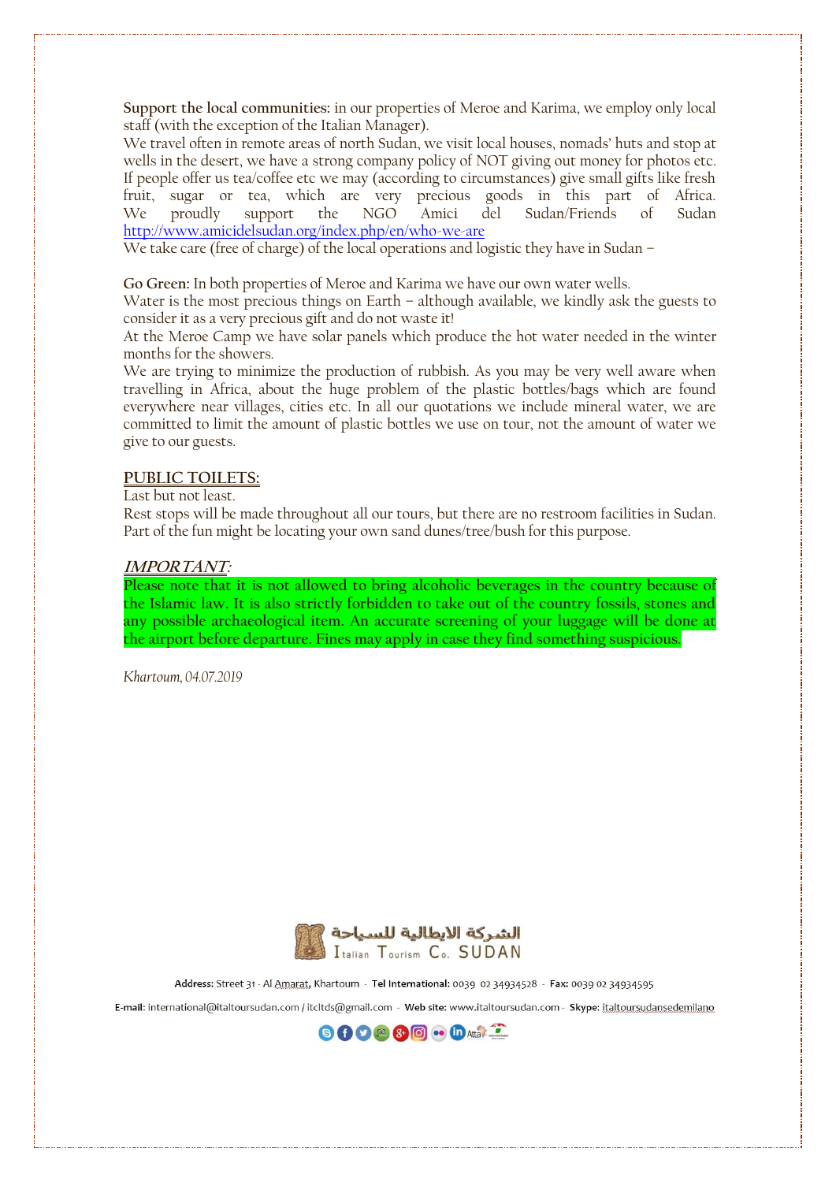**Support the local communities:** in our properties of Meroe and Karima, we employ only local staff (with the exception of the Italian Manager).

We travel often in remote areas of north Sudan, we visit local houses, nomads' huts and stop at wells in the desert, we have a strong company policy of NOT giving out money for photos etc. If people offer us tea/coffee etc we may (according to circumstances) give small gifts like fresh fruit, sugar or tea, which are very precious goods in this part of Africa. We proudly support the NGO Amici del Sudan/Friends of Sudan http://www.amicidelsudan.org/index.php/en/who-we-are

We take care (free of charge) of the local operations and logistic they have in Sudan –

**Go Green:** In both properties of Meroe and Karima we have our own water wells.

Water is the most precious things on Earth – although available, we kindly ask the guests to consider it as a very precious gift and do not waste it!

At the Meroe Camp we have solar panels which produce the hot water needed in the winter months for the showers.

We are trying to minimize the production of rubbish. As you may be very well aware when travelling in Africa, about the huge problem of the plastic bottles/bags which are found everywhere near villages, cities etc. In all our quotations we include mineral water, we are committed to limit the amount of plastic bottles we use on tour, not the amount of water we give to our guests.

**PUBLIC TOILETS:**

Last but not least.

Rest stops will be made throughout all our tours, but there are no restroom facilities in Sudan. Part of the fun might be locating your own sand dunes/tree/bush for this purpose.

***IMPORTANT:***

Please note that it is not allowed to bring alcoholic beverages in the country because of the Islamic law. It is also strictly forbidden to take out of the country fossils, stones and any possible archaeological item. An accurate screening of your luggage will be done at the airport before departure. Fines may apply in case they find something suspicious.

*Khartoum, 04.07.2019*

الشركة الايطالية للسياحة
Italian Tourism Co. SUDAN

**Address:** Street 31 - Al Amarat, Khartoum - **Tel International:** 0039 02 34934528 - **Fax:** 0039 02 34934595

**E-mail:** international@italtoursudan.com / itcltds@gmail.com - **Web site:** www.italtoursudan.com - **Skype:** italtoursudansedemilano